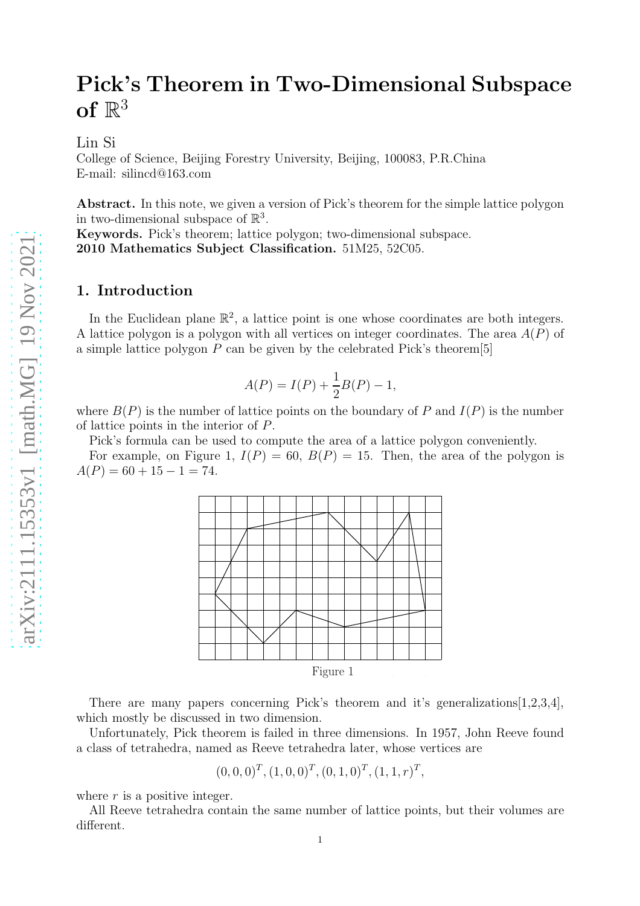# Pick's Theorem in Two-Dimensional Subspace of $\mathbb{R}^3$

Lin Si
College of Science, Beijing Forestry University, Beijing, 100083, P.R.China
E-mail: silincd@163.com

**Abstract.** In this note, we given a version of Pick's theorem for the simple lattice polygon in two-dimensional subspace of $\mathbb{R}^3$.

**Keywords.** Pick's theorem; lattice polygon; two-dimensional subspace.

**2010 Mathematics Subject Classification.** 51M25, 52C05.

## 1. Introduction

In the Euclidean plane $\mathbb{R}^2$, a lattice point is one whose coordinates are both integers. A lattice polygon is a polygon with all vertices on integer coordinates. The area $A(P)$ of a simple lattice polygon $P$ can be given by the celebrated Pick's theorem[5]

$$A(P) = I(P) + \frac{1}{2}B(P) - 1,$$

where $B(P)$ is the number of lattice points on the boundary of $P$ and $I(P)$ is the number of lattice points in the interior of $P$.

Pick's formula can be used to compute the area of a lattice polygon conveniently.

For example, on Figure 1, $I(P) = 60$, $B(P) = 15$. Then, the area of the polygon is $A(P) = 60 + 15 - 1 = 74$.

Figure 1

There are many papers concerning Pick's theorem and it's generalizations[1,2,3,4], which mostly be discussed in two dimension.

Unfortunately, Pick theorem is failed in three dimensions. In 1957, John Reeve found a class of tetrahedra, named as Reeve tetrahedra later, whose vertices are

$$(0,0,0)^T, (1,0,0)^T, (0,1,0)^T, (1,1,r)^T,$$

where $r$ is a positive integer.

All Reeve tetrahedra contain the same number of lattice points, but their volumes are different.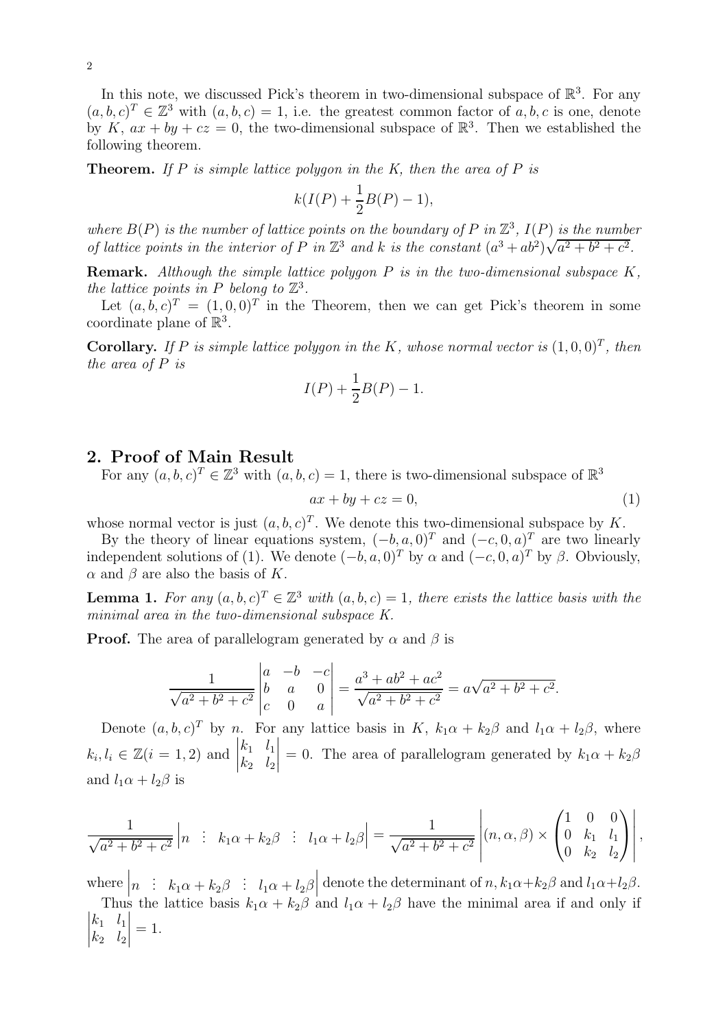In this note, we discussed Pick's theorem in two-dimensional subspace of $\mathbb{R}^3$. For any $(a,b,c)^T \in \mathbb{Z}^3$ with $(a,b,c) = 1$, i.e. the greatest common factor of $a, b, c$ is one, denote by $K$, $ax + by + cz = 0$, the two-dimensional subspace of $\mathbb{R}^3$. Then we established the following theorem.

**Theorem.** *If $P$ is simple lattice polygon in the $K$, then the area of $P$ is*

$$k(I(P) + \frac{1}{2}B(P) - 1),$$

*where $B(P)$ is the number of lattice points on the boundary of $P$ in $\mathbb{Z}^3$, $I(P)$ is the number of lattice points in the interior of $P$ in $\mathbb{Z}^3$ and $k$ is the constant $(a^3 + ab^2)\sqrt{a^2 + b^2 + c^2}$.*

**Remark.** *Although the simple lattice polygon $P$ is in the two-dimensional subspace $K$, the lattice points in $P$ belong to $\mathbb{Z}^3$.*

Let $(a,b,c)^T = (1,0,0)^T$ in the Theorem, then we can get Pick's theorem in some coordinate plane of $\mathbb{R}^3$.

**Corollary.** *If $P$ is simple lattice polygon in the $K$, whose normal vector is $(1,0,0)^T$, then the area of $P$ is*

$$I(P) + \frac{1}{2}B(P) - 1.$$

## 2. Proof of Main Result

For any $(a,b,c)^T \in \mathbb{Z}^3$ with $(a,b,c) = 1$, there is two-dimensional subspace of $\mathbb{R}^3$

$$ax + by + cz = 0, \tag{1}$$

whose normal vector is just $(a,b,c)^T$. We denote this two-dimensional subspace by $K$.

By the theory of linear equations system, $(-b,a,0)^T$ and $(-c,0,a)^T$ are two linearly independent solutions of (1). We denote $(-b,a,0)^T$ by $\alpha$ and $(-c,0,a)^T$ by $\beta$. Obviously, $\alpha$ and $\beta$ are also the basis of $K$.

**Lemma 1.** *For any $(a,b,c)^T \in \mathbb{Z}^3$ with $(a,b,c) = 1$, there exists the lattice basis with the minimal area in the two-dimensional subspace $K$.*

**Proof.** The area of parallelogram generated by $\alpha$ and $\beta$ is

$$\frac{1}{\sqrt{a^2+b^2+c^2}} \begin{vmatrix} a & -b & -c \\ b & a & 0 \\ c & 0 & a \end{vmatrix} = \frac{a^3 + ab^2 + ac^2}{\sqrt{a^2+b^2+c^2}} = a\sqrt{a^2+b^2+c^2}.$$

Denote $(a,b,c)^T$ by $n$. For any lattice basis in $K$, $k_1\alpha + k_2\beta$ and $l_1\alpha + l_2\beta$, where $k_i, l_i \in \mathbb{Z}(i = 1,2)$ and $\begin{vmatrix} k_1 & l_1 \\ k_2 & l_2 \end{vmatrix} = 0$. The area of parallelogram generated by $k_1\alpha + k_2\beta$ and $l_1\alpha + l_2\beta$ is

$$\frac{1}{\sqrt{a^2+b^2+c^2}} \left| n \ \vdots \ k_1\alpha + k_2\beta \ \vdots \ l_1\alpha + l_2\beta \right| = \frac{1}{\sqrt{a^2+b^2+c^2}} \left| (n, \alpha, \beta) \times \begin{pmatrix} 1 & 0 & 0 \\ 0 & k_1 & l_1 \\ 0 & k_2 & l_2 \end{pmatrix} \right|,$$

where $\left| n \ \vdots \ k_1\alpha + k_2\beta \ \vdots \ l_1\alpha + l_2\beta \right|$ denote the determinant of $n, k_1\alpha + k_2\beta$ and $l_1\alpha + l_2\beta$.

Thus the lattice basis $k_1\alpha + k_2\beta$ and $l_1\alpha + l_2\beta$ have the minimal area if and only if $\begin{vmatrix} k_1 & l_1 \\ k_2 & l_2 \end{vmatrix} = 1$.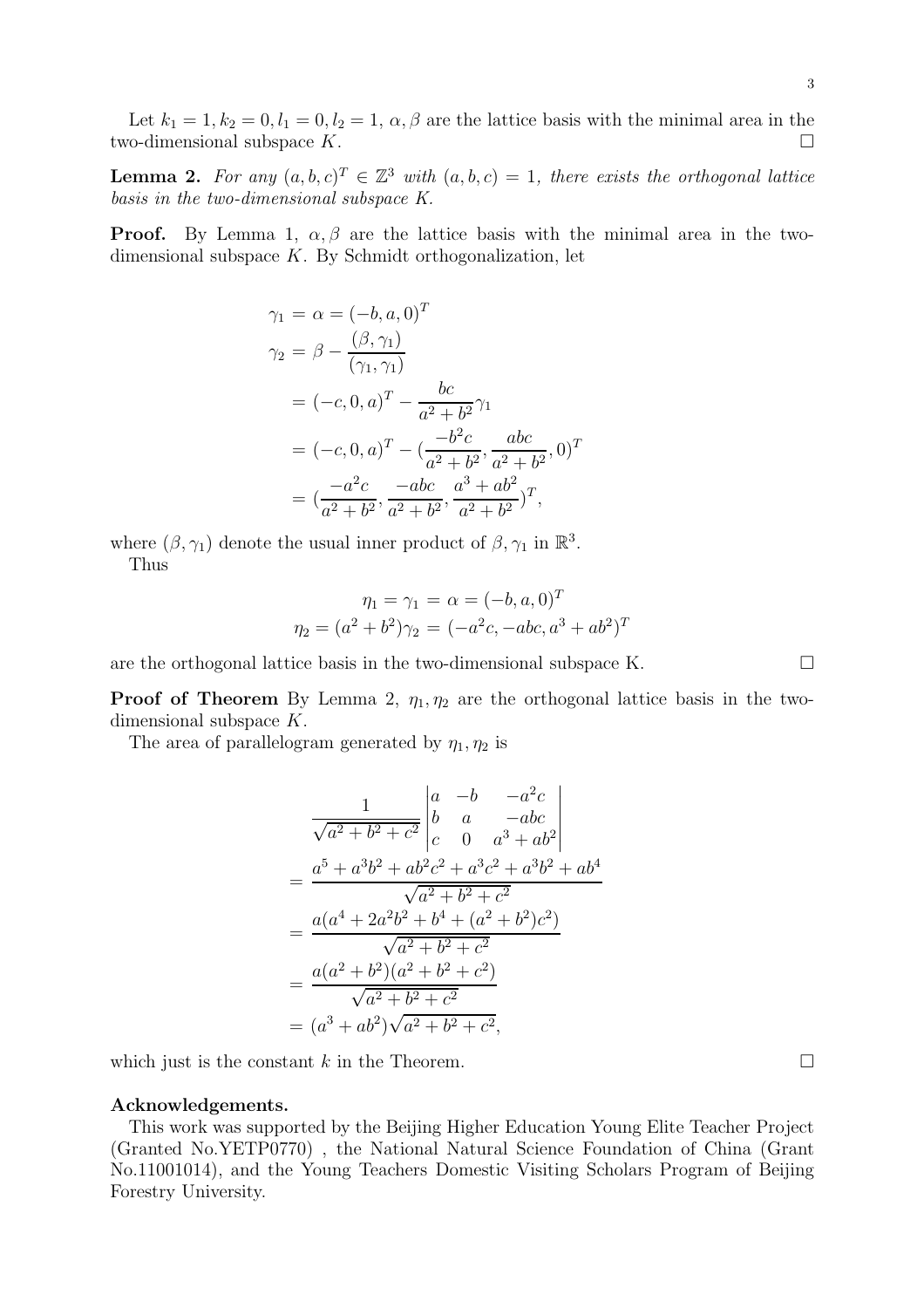Let $k_1 = 1, k_2 = 0, l_1 = 0, l_2 = 1$, $\alpha, \beta$ are the lattice basis with the minimal area in the two-dimensional subspace $K$. $\square$

**Lemma 2.** *For any $(a, b, c)^T \in \mathbb{Z}^3$ with $(a, b, c) = 1$, there exists the orthogonal lattice basis in the two-dimensional subspace $K$.*

**Proof.** By Lemma 1, $\alpha, \beta$ are the lattice basis with the minimal area in the two-dimensional subspace $K$. By Schmidt orthogonalization, let

$$
\begin{aligned}
\gamma_1 &= \alpha = (-b, a, 0)^T \\
\gamma_2 &= \beta - \frac{(\beta, \gamma_1)}{(\gamma_1, \gamma_1)} \\
&= (-c, 0, a)^T - \frac{bc}{a^2 + b^2}\gamma_1 \\
&= (-c, 0, a)^T - (\frac{-b^2 c}{a^2 + b^2}, \frac{abc}{a^2 + b^2}, 0)^T \\
&= (\frac{-a^2 c}{a^2 + b^2}, \frac{-abc}{a^2 + b^2}, \frac{a^3 + ab^2}{a^2 + b^2})^T,
\end{aligned}
$$

where $(\beta, \gamma_1)$ denote the usual inner product of $\beta, \gamma_1$ in $\mathbb{R}^3$.

Thus

$$
\begin{aligned}
\eta_1 &= \gamma_1 = \alpha = (-b, a, 0)^T \\
\eta_2 &= (a^2 + b^2)\gamma_2 = (-a^2 c, -abc, a^3 + ab^2)^T
\end{aligned}
$$

are the orthogonal lattice basis in the two-dimensional subspace K. $\square$

**Proof of Theorem** By Lemma 2, $\eta_1, \eta_2$ are the orthogonal lattice basis in the two-dimensional subspace $K$.

The area of parallelogram generated by $\eta_1, \eta_2$ is

$$
\begin{aligned}
& \frac{1}{\sqrt{a^2 + b^2 + c^2}} \begin{vmatrix} a & -b & -a^2 c \\ b & a & -abc \\ c & 0 & a^3 + ab^2 \end{vmatrix} \\
=\ & \frac{a^5 + a^3 b^2 + ab^2 c^2 + a^3 c^2 + a^3 b^2 + ab^4}{\sqrt{a^2 + b^2 + c^2}} \\
=\ & \frac{a(a^4 + 2a^2 b^2 + b^4 + (a^2 + b^2)c^2)}{\sqrt{a^2 + b^2 + c^2}} \\
=\ & \frac{a(a^2 + b^2)(a^2 + b^2 + c^2)}{\sqrt{a^2 + b^2 + c^2}} \\
=\ & (a^3 + ab^2)\sqrt{a^2 + b^2 + c^2},
\end{aligned}
$$

which just is the constant $k$ in the Theorem. $\square$

**Acknowledgements.**

This work was supported by the Beijing Higher Education Young Elite Teacher Project (Granted No.YETP0770) , the National Natural Science Foundation of China (Grant No.11001014), and the Young Teachers Domestic Visiting Scholars Program of Beijing Forestry University.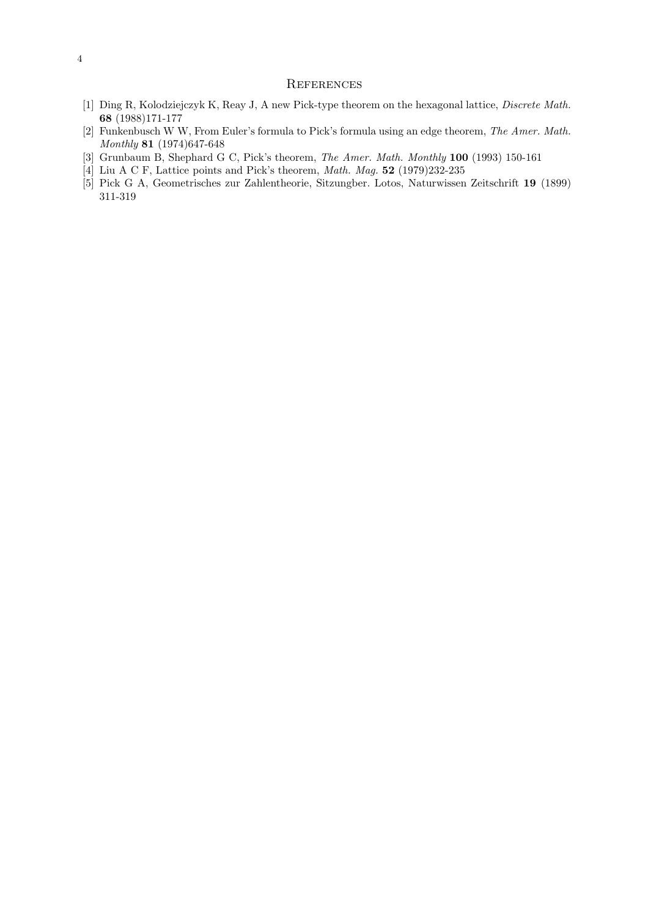## References

[1] Ding R, Kolodziejczyk K, Reay J, A new Pick-type theorem on the hexagonal lattice, *Discrete Math.* **68** (1988)171-177

[2] Funkenbusch W W, From Euler's formula to Pick's formula using an edge theorem, *The Amer. Math. Monthly* **81** (1974)647-648

[3] Grunbaum B, Shephard G C, Pick's theorem, *The Amer. Math. Monthly* **100** (1993) 150-161

[4] Liu A C F, Lattice points and Pick's theorem, *Math. Mag.* **52** (1979)232-235

[5] Pick G A, Geometrisches zur Zahlentheorie, Sitzungber. Lotos, Naturwissen Zeitschrift **19** (1899) 311-319